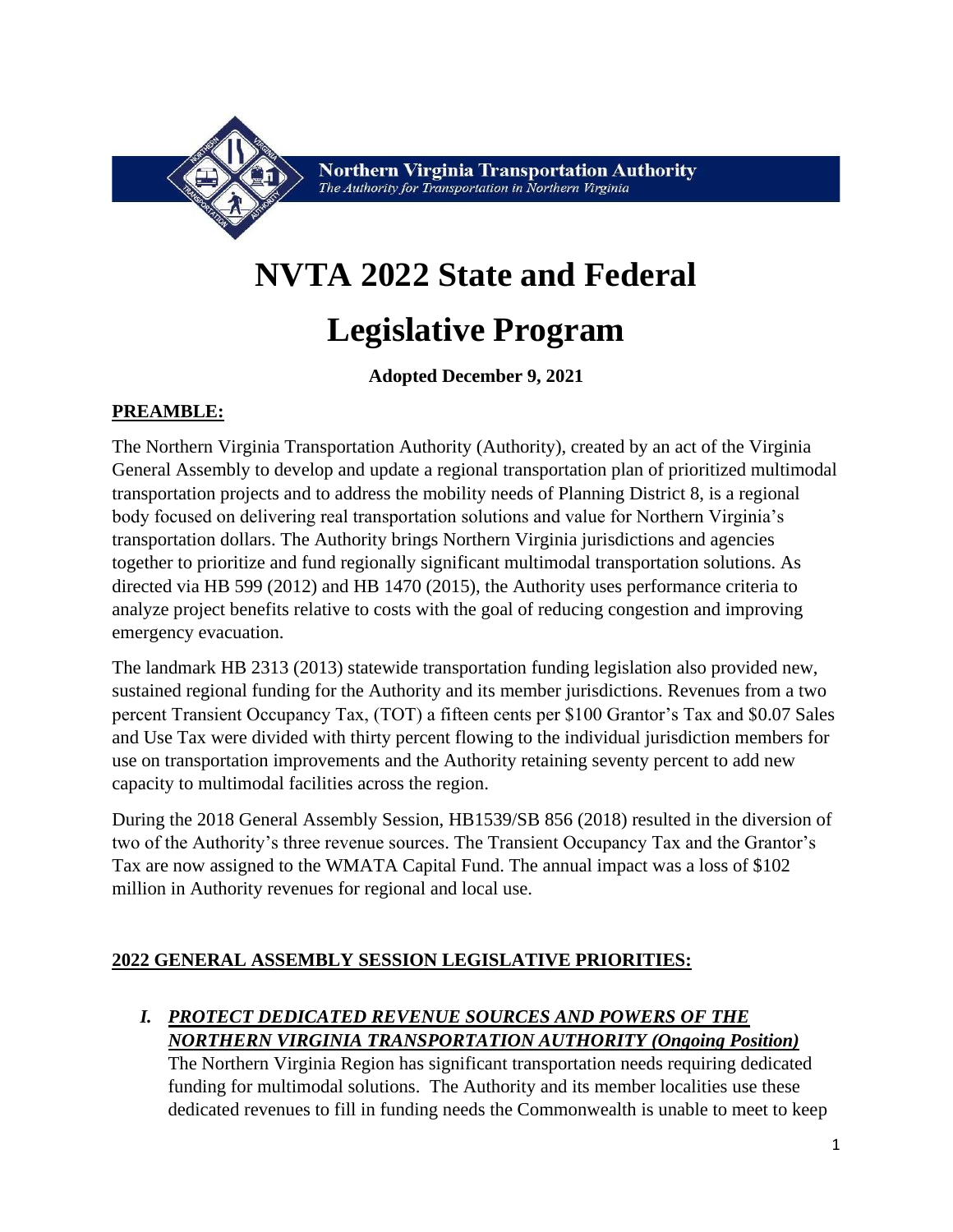**Northern Virginia Transportation Authority**
*The Authority for Transportation in Northern Virginia*

# NVTA 2022 State and Federal Legislative Program

**Adopted December 9, 2021**

## PREAMBLE:

The Northern Virginia Transportation Authority (Authority), created by an act of the Virginia General Assembly to develop and update a regional transportation plan of prioritized multimodal transportation projects and to address the mobility needs of Planning District 8, is a regional body focused on delivering real transportation solutions and value for Northern Virginia's transportation dollars. The Authority brings Northern Virginia jurisdictions and agencies together to prioritize and fund regionally significant multimodal transportation solutions. As directed via HB 599 (2012) and HB 1470 (2015), the Authority uses performance criteria to analyze project benefits relative to costs with the goal of reducing congestion and improving emergency evacuation.

The landmark HB 2313 (2013) statewide transportation funding legislation also provided new, sustained regional funding for the Authority and its member jurisdictions. Revenues from a two percent Transient Occupancy Tax, (TOT) a fifteen cents per $100 Grantor's Tax and $0.07 Sales and Use Tax were divided with thirty percent flowing to the individual jurisdiction members for use on transportation improvements and the Authority retaining seventy percent to add new capacity to multimodal facilities across the region.

During the 2018 General Assembly Session, HB1539/SB 856 (2018) resulted in the diversion of two of the Authority's three revenue sources. The Transient Occupancy Tax and the Grantor's Tax are now assigned to the WMATA Capital Fund. The annual impact was a loss of $102 million in Authority revenues for regional and local use.

## 2022 GENERAL ASSEMBLY SESSION LEGISLATIVE PRIORITIES:

### I. *PROTECT DEDICATED REVENUE SOURCES AND POWERS OF THE NORTHERN VIRGINIA TRANSPORTATION AUTHORITY (Ongoing Position)*

The Northern Virginia Region has significant transportation needs requiring dedicated funding for multimodal solutions. The Authority and its member localities use these dedicated revenues to fill in funding needs the Commonwealth is unable to meet to keep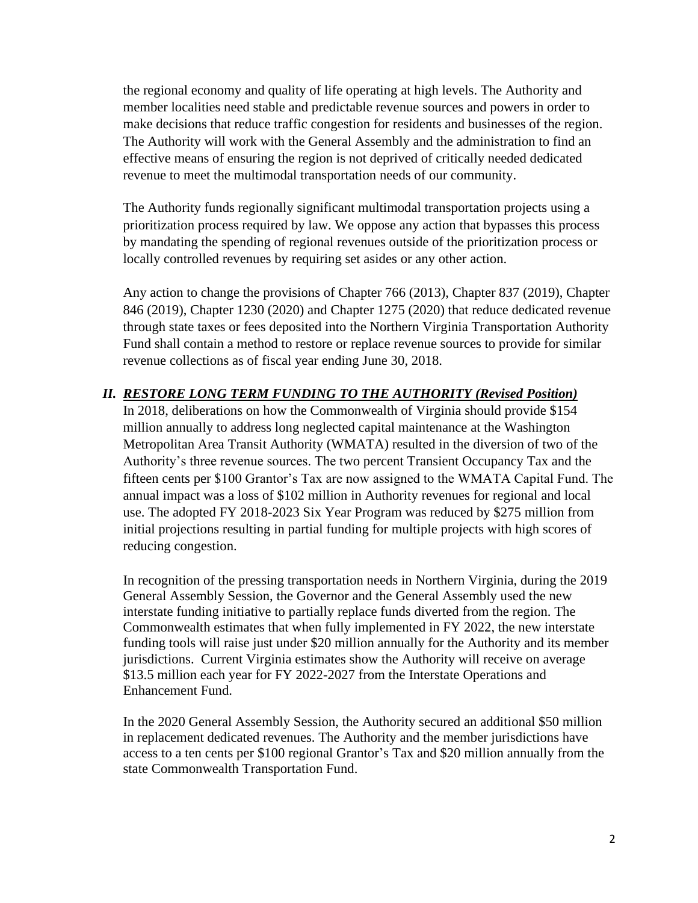the regional economy and quality of life operating at high levels. The Authority and member localities need stable and predictable revenue sources and powers in order to make decisions that reduce traffic congestion for residents and businesses of the region. The Authority will work with the General Assembly and the administration to find an effective means of ensuring the region is not deprived of critically needed dedicated revenue to meet the multimodal transportation needs of our community.

The Authority funds regionally significant multimodal transportation projects using a prioritization process required by law. We oppose any action that bypasses this process by mandating the spending of regional revenues outside of the prioritization process or locally controlled revenues by requiring set asides or any other action.

Any action to change the provisions of Chapter 766 (2013), Chapter 837 (2019), Chapter 846 (2019), Chapter 1230 (2020) and Chapter 1275 (2020) that reduce dedicated revenue through state taxes or fees deposited into the Northern Virginia Transportation Authority Fund shall contain a method to restore or replace revenue sources to provide for similar revenue collections as of fiscal year ending June 30, 2018.

## *II. <u>RESTORE LONG TERM FUNDING TO THE AUTHORITY (Revised Position)</u>*

In 2018, deliberations on how the Commonwealth of Virginia should provide $154 million annually to address long neglected capital maintenance at the Washington Metropolitan Area Transit Authority (WMATA) resulted in the diversion of two of the Authority's three revenue sources. The two percent Transient Occupancy Tax and the fifteen cents per $100 Grantor's Tax are now assigned to the WMATA Capital Fund. The annual impact was a loss of $102 million in Authority revenues for regional and local use. The adopted FY 2018-2023 Six Year Program was reduced by $275 million from initial projections resulting in partial funding for multiple projects with high scores of reducing congestion.

In recognition of the pressing transportation needs in Northern Virginia, during the 2019 General Assembly Session, the Governor and the General Assembly used the new interstate funding initiative to partially replace funds diverted from the region. The Commonwealth estimates that when fully implemented in FY 2022, the new interstate funding tools will raise just under $20 million annually for the Authority and its member jurisdictions. Current Virginia estimates show the Authority will receive on average $13.5 million each year for FY 2022-2027 from the Interstate Operations and Enhancement Fund.

In the 2020 General Assembly Session, the Authority secured an additional $50 million in replacement dedicated revenues. The Authority and the member jurisdictions have access to a ten cents per $100 regional Grantor's Tax and $20 million annually from the state Commonwealth Transportation Fund.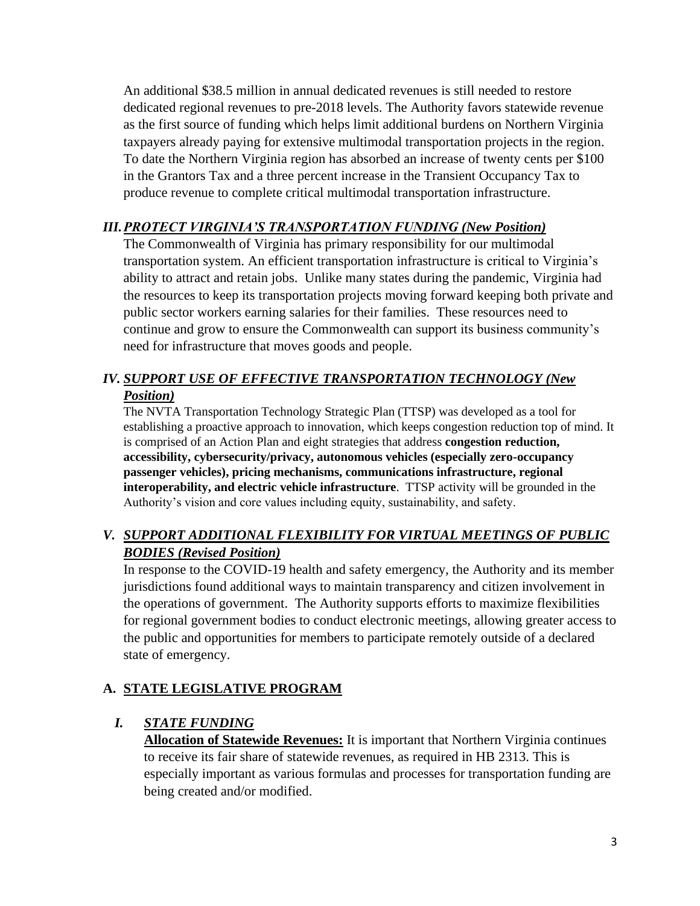An additional $38.5 million in annual dedicated revenues is still needed to restore dedicated regional revenues to pre-2018 levels. The Authority favors statewide revenue as the first source of funding which helps limit additional burdens on Northern Virginia taxpayers already paying for extensive multimodal transportation projects in the region. To date the Northern Virginia region has absorbed an increase of twenty cents per $100 in the Grantors Tax and a three percent increase in the Transient Occupancy Tax to produce revenue to complete critical multimodal transportation infrastructure.

### III. ***PROTECT VIRGINIA'S TRANSPORTATION FUNDING (New Position)***

The Commonwealth of Virginia has primary responsibility for our multimodal transportation system. An efficient transportation infrastructure is critical to Virginia's ability to attract and retain jobs. Unlike many states during the pandemic, Virginia had the resources to keep its transportation projects moving forward keeping both private and public sector workers earning salaries for their families. These resources need to continue and grow to ensure the Commonwealth can support its business community's need for infrastructure that moves goods and people.

### IV. ***SUPPORT USE OF EFFECTIVE TRANSPORTATION TECHNOLOGY (New Position)***

The NVTA Transportation Technology Strategic Plan (TTSP) was developed as a tool for establishing a proactive approach to innovation, which keeps congestion reduction top of mind. It is comprised of an Action Plan and eight strategies that address **congestion reduction, accessibility, cybersecurity/privacy, autonomous vehicles (especially zero-occupancy passenger vehicles), pricing mechanisms, communications infrastructure, regional interoperability, and electric vehicle infrastructure**. TTSP activity will be grounded in the Authority's vision and core values including equity, sustainability, and safety.

### V. ***SUPPORT ADDITIONAL FLEXIBILITY FOR VIRTUAL MEETINGS OF PUBLIC BODIES (Revised Position)***

In response to the COVID-19 health and safety emergency, the Authority and its member jurisdictions found additional ways to maintain transparency and citizen involvement in the operations of government. The Authority supports efforts to maximize flexibilities for regional government bodies to conduct electronic meetings, allowing greater access to the public and opportunities for members to participate remotely outside of a declared state of emergency.

## A. STATE LEGISLATIVE PROGRAM

### I. ***STATE FUNDING***

**Allocation of Statewide Revenues:** It is important that Northern Virginia continues to receive its fair share of statewide revenues, as required in HB 2313. This is especially important as various formulas and processes for transportation funding are being created and/or modified.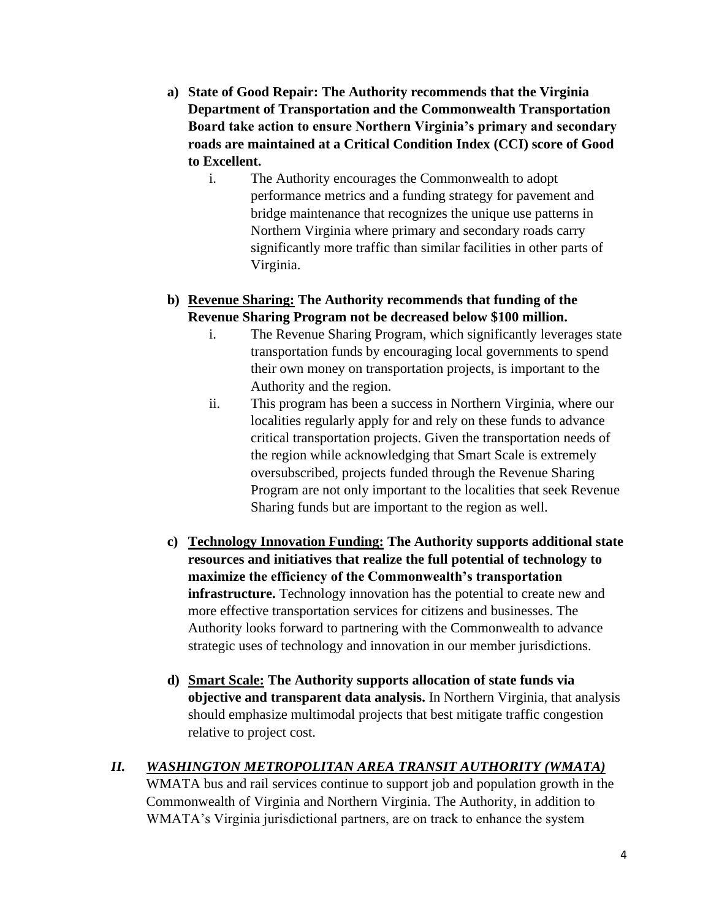a) **State of Good Repair: The Authority recommends that the Virginia Department of Transportation and the Commonwealth Transportation Board take action to ensure Northern Virginia's primary and secondary roads are maintained at a Critical Condition Index (CCI) score of Good to Excellent.**

   i. The Authority encourages the Commonwealth to adopt performance metrics and a funding strategy for pavement and bridge maintenance that recognizes the unique use patterns in Northern Virginia where primary and secondary roads carry significantly more traffic than similar facilities in other parts of Virginia.

b) **<u>Revenue Sharing:</u> The Authority recommends that funding of the Revenue Sharing Program not be decreased below $100 million.**

   i. The Revenue Sharing Program, which significantly leverages state transportation funds by encouraging local governments to spend their own money on transportation projects, is important to the Authority and the region.

   ii. This program has been a success in Northern Virginia, where our localities regularly apply for and rely on these funds to advance critical transportation projects. Given the transportation needs of the region while acknowledging that Smart Scale is extremely oversubscribed, projects funded through the Revenue Sharing Program are not only important to the localities that seek Revenue Sharing funds but are important to the region as well.

c) **<u>Technology Innovation Funding:</u> The Authority supports additional state resources and initiatives that realize the full potential of technology to maximize the efficiency of the Commonwealth's transportation infrastructure.** Technology innovation has the potential to create new and more effective transportation services for citizens and businesses. The Authority looks forward to partnering with the Commonwealth to advance strategic uses of technology and innovation in our member jurisdictions.

d) **<u>Smart Scale:</u> The Authority supports allocation of state funds via objective and transparent data analysis.** In Northern Virginia, that analysis should emphasize multimodal projects that best mitigate traffic congestion relative to project cost.

## *II. <u>WASHINGTON METROPOLITAN AREA TRANSIT AUTHORITY (WMATA)</u>*

WMATA bus and rail services continue to support job and population growth in the Commonwealth of Virginia and Northern Virginia. The Authority, in addition to WMATA's Virginia jurisdictional partners, are on track to enhance the system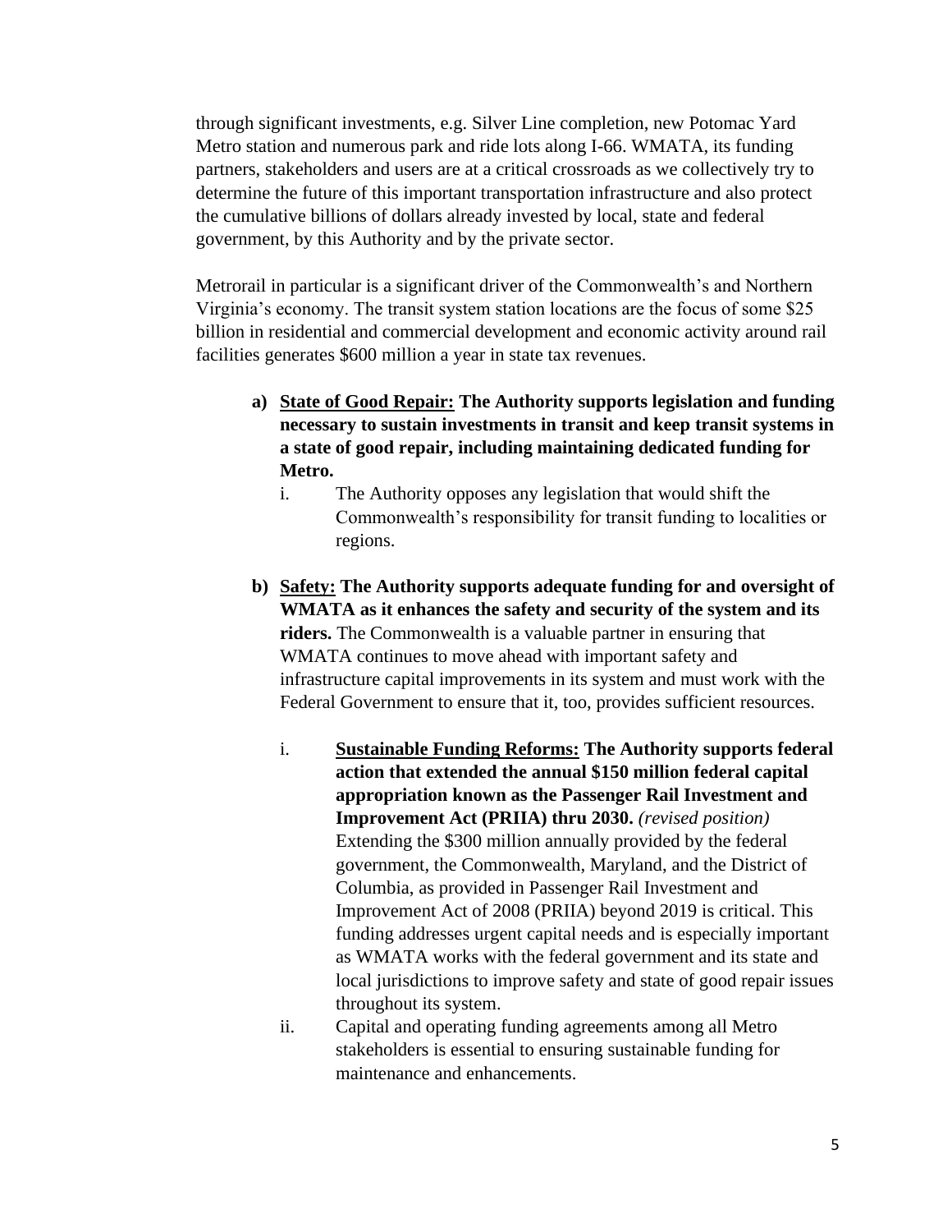through significant investments, e.g. Silver Line completion, new Potomac Yard Metro station and numerous park and ride lots along I-66. WMATA, its funding partners, stakeholders and users are at a critical crossroads as we collectively try to determine the future of this important transportation infrastructure and also protect the cumulative billions of dollars already invested by local, state and federal government, by this Authority and by the private sector.

Metrorail in particular is a significant driver of the Commonwealth's and Northern Virginia's economy. The transit system station locations are the focus of some $25 billion in residential and commercial development and economic activity around rail facilities generates $600 million a year in state tax revenues.

a) **<u>State of Good Repair:</u> The Authority supports legislation and funding necessary to sustain investments in transit and keep transit systems in a state of good repair, including maintaining dedicated funding for Metro.**
   i. The Authority opposes any legislation that would shift the Commonwealth's responsibility for transit funding to localities or regions.

b) **<u>Safety:</u> The Authority supports adequate funding for and oversight of WMATA as it enhances the safety and security of the system and its riders.** The Commonwealth is a valuable partner in ensuring that WMATA continues to move ahead with important safety and infrastructure capital improvements in its system and must work with the Federal Government to ensure that it, too, provides sufficient resources.

   i. **<u>Sustainable Funding Reforms:</u> The Authority supports federal action that extended the annual $150 million federal capital appropriation known as the Passenger Rail Investment and Improvement Act (PRIIA) thru 2030.** *(revised position)* Extending the $300 million annually provided by the federal government, the Commonwealth, Maryland, and the District of Columbia, as provided in Passenger Rail Investment and Improvement Act of 2008 (PRIIA) beyond 2019 is critical. This funding addresses urgent capital needs and is especially important as WMATA works with the federal government and its state and local jurisdictions to improve safety and state of good repair issues throughout its system.
   ii. Capital and operating funding agreements among all Metro stakeholders is essential to ensuring sustainable funding for maintenance and enhancements.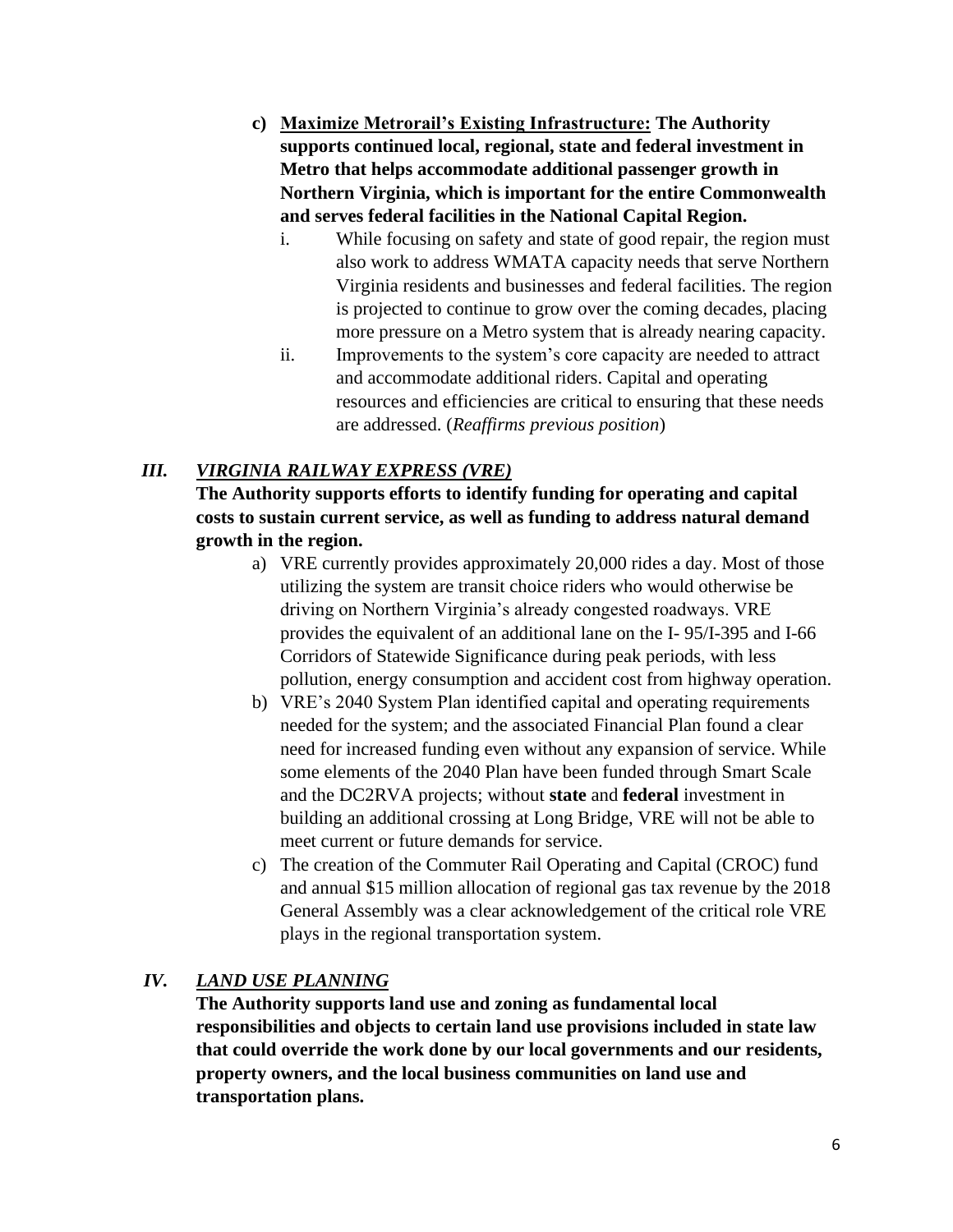c) **<u>Maximize Metrorail's Existing Infrastructure:</u> The Authority supports continued local, regional, state and federal investment in Metro that helps accommodate additional passenger growth in Northern Virginia, which is important for the entire Commonwealth and serves federal facilities in the National Capital Region.**

   i. While focusing on safety and state of good repair, the region must also work to address WMATA capacity needs that serve Northern Virginia residents and businesses and federal facilities. The region is projected to continue to grow over the coming decades, placing more pressure on a Metro system that is already nearing capacity.

   ii. Improvements to the system's core capacity are needed to attract and accommodate additional riders. Capital and operating resources and efficiencies are critical to ensuring that these needs are addressed. (*Reaffirms previous position*)

## *III. VIRGINIA RAILWAY EXPRESS (VRE)*

**The Authority supports efforts to identify funding for operating and capital costs to sustain current service, as well as funding to address natural demand growth in the region.**

a) VRE currently provides approximately 20,000 rides a day. Most of those utilizing the system are transit choice riders who would otherwise be driving on Northern Virginia's already congested roadways. VRE provides the equivalent of an additional lane on the I- 95/I-395 and I-66 Corridors of Statewide Significance during peak periods, with less pollution, energy consumption and accident cost from highway operation.

b) VRE's 2040 System Plan identified capital and operating requirements needed for the system; and the associated Financial Plan found a clear need for increased funding even without any expansion of service. While some elements of the 2040 Plan have been funded through Smart Scale and the DC2RVA projects; without **state** and **federal** investment in building an additional crossing at Long Bridge, VRE will not be able to meet current or future demands for service.

c) The creation of the Commuter Rail Operating and Capital (CROC) fund and annual $15 million allocation of regional gas tax revenue by the 2018 General Assembly was a clear acknowledgement of the critical role VRE plays in the regional transportation system.

## *IV. LAND USE PLANNING*

**The Authority supports land use and zoning as fundamental local responsibilities and objects to certain land use provisions included in state law that could override the work done by our local governments and our residents, property owners, and the local business communities on land use and transportation plans.**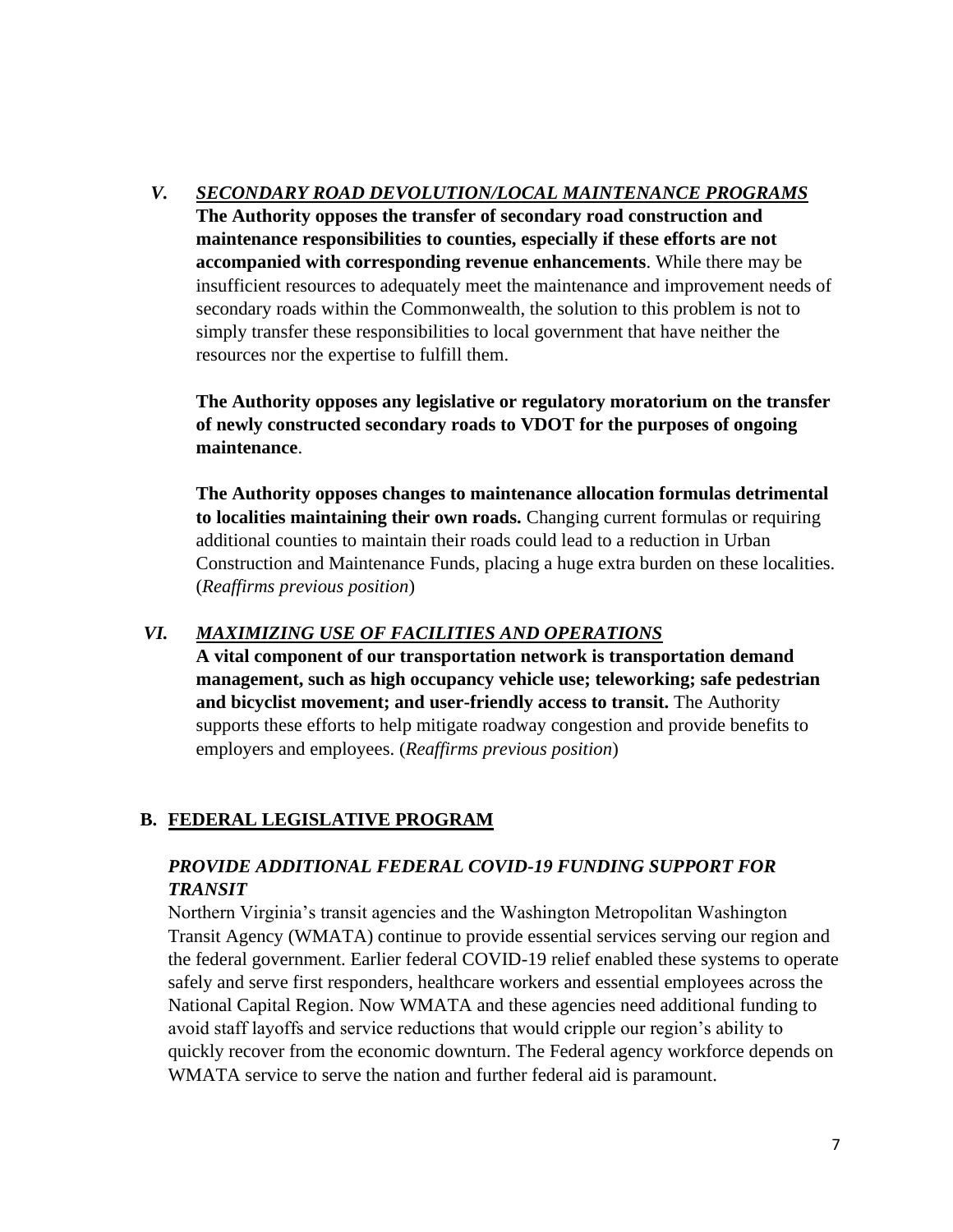### *V. SECONDARY ROAD DEVOLUTION/LOCAL MAINTENANCE PROGRAMS*

**The Authority opposes the transfer of secondary road construction and maintenance responsibilities to counties, especially if these efforts are not accompanied with corresponding revenue enhancements**. While there may be insufficient resources to adequately meet the maintenance and improvement needs of secondary roads within the Commonwealth, the solution to this problem is not to simply transfer these responsibilities to local government that have neither the resources nor the expertise to fulfill them.

**The Authority opposes any legislative or regulatory moratorium on the transfer of newly constructed secondary roads to VDOT for the purposes of ongoing maintenance**.

**The Authority opposes changes to maintenance allocation formulas detrimental to localities maintaining their own roads.** Changing current formulas or requiring additional counties to maintain their roads could lead to a reduction in Urban Construction and Maintenance Funds, placing a huge extra burden on these localities. (*Reaffirms previous position*)

### *VI. MAXIMIZING USE OF FACILITIES AND OPERATIONS*

**A vital component of our transportation network is transportation demand management, such as high occupancy vehicle use; teleworking; safe pedestrian and bicyclist movement; and user-friendly access to transit.** The Authority supports these efforts to help mitigate roadway congestion and provide benefits to employers and employees. (*Reaffirms previous position*)

## B. FEDERAL LEGISLATIVE PROGRAM

### *PROVIDE ADDITIONAL FEDERAL COVID-19 FUNDING SUPPORT FOR TRANSIT*

Northern Virginia's transit agencies and the Washington Metropolitan Washington Transit Agency (WMATA) continue to provide essential services serving our region and the federal government. Earlier federal COVID-19 relief enabled these systems to operate safely and serve first responders, healthcare workers and essential employees across the National Capital Region. Now WMATA and these agencies need additional funding to avoid staff layoffs and service reductions that would cripple our region's ability to quickly recover from the economic downturn. The Federal agency workforce depends on WMATA service to serve the nation and further federal aid is paramount.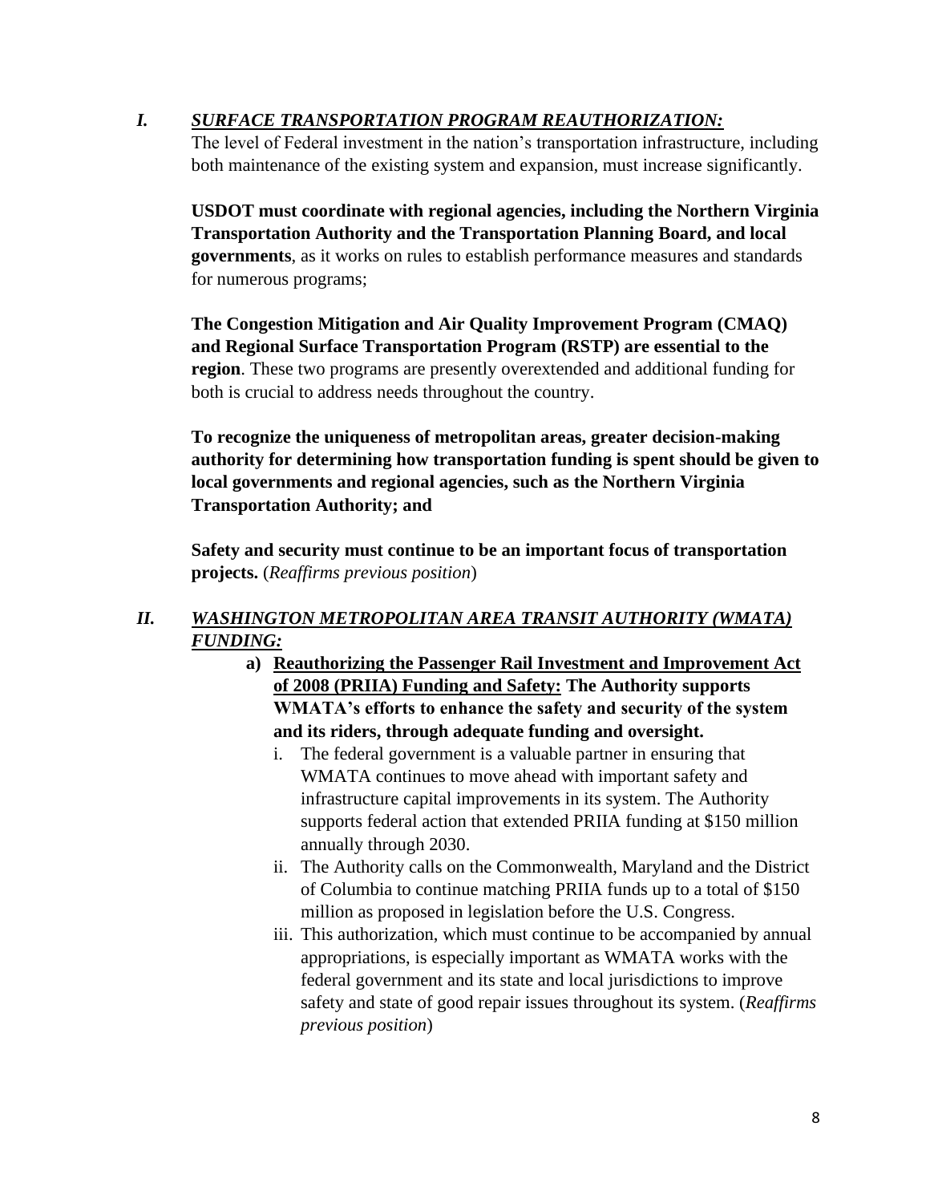## *I. SURFACE TRANSPORTATION PROGRAM REAUTHORIZATION:*

The level of Federal investment in the nation's transportation infrastructure, including both maintenance of the existing system and expansion, must increase significantly.

**USDOT must coordinate with regional agencies, including the Northern Virginia Transportation Authority and the Transportation Planning Board, and local governments**, as it works on rules to establish performance measures and standards for numerous programs;

**The Congestion Mitigation and Air Quality Improvement Program (CMAQ) and Regional Surface Transportation Program (RSTP) are essential to the region**. These two programs are presently overextended and additional funding for both is crucial to address needs throughout the country.

**To recognize the uniqueness of metropolitan areas, greater decision-making authority for determining how transportation funding is spent should be given to local governments and regional agencies, such as the Northern Virginia Transportation Authority; and**

**Safety and security must continue to be an important focus of transportation projects.** (*Reaffirms previous position*)

## *II. WASHINGTON METROPOLITAN AREA TRANSIT AUTHORITY (WMATA) FUNDING:*

**a) Reauthorizing the Passenger Rail Investment and Improvement Act of 2008 (PRIIA) Funding and Safety: The Authority supports WMATA's efforts to enhance the safety and security of the system and its riders, through adequate funding and oversight.**

i. The federal government is a valuable partner in ensuring that WMATA continues to move ahead with important safety and infrastructure capital improvements in its system. The Authority supports federal action that extended PRIIA funding at $150 million annually through 2030.

ii. The Authority calls on the Commonwealth, Maryland and the District of Columbia to continue matching PRIIA funds up to a total of $150 million as proposed in legislation before the U.S. Congress.

iii. This authorization, which must continue to be accompanied by annual appropriations, is especially important as WMATA works with the federal government and its state and local jurisdictions to improve safety and state of good repair issues throughout its system. (*Reaffirms previous position*)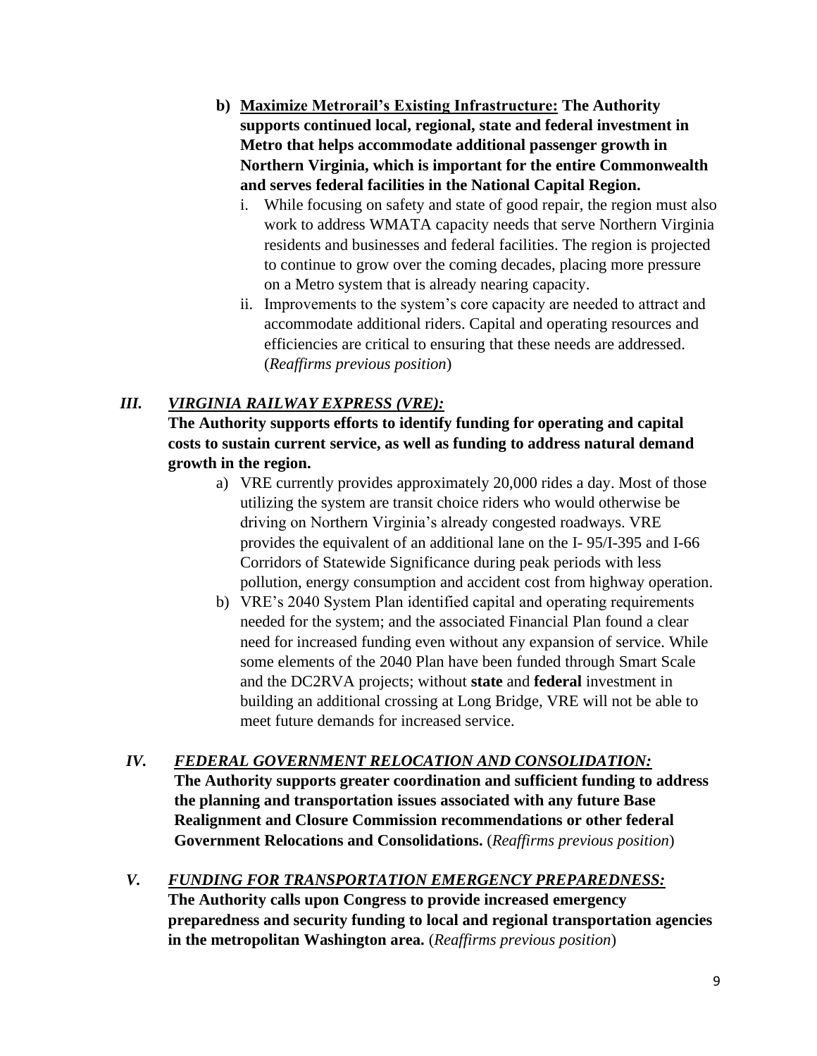b) **<u>Maximize Metrorail's Existing Infrastructure:</u> The Authority supports continued local, regional, state and federal investment in Metro that helps accommodate additional passenger growth in Northern Virginia, which is important for the entire Commonwealth and serves federal facilities in the National Capital Region.**

   i. While focusing on safety and state of good repair, the region must also work to address WMATA capacity needs that serve Northern Virginia residents and businesses and federal facilities. The region is projected to continue to grow over the coming decades, placing more pressure on a Metro system that is already nearing capacity.

   ii. Improvements to the system's core capacity are needed to attract and accommodate additional riders. Capital and operating resources and efficiencies are critical to ensuring that these needs are addressed. (*Reaffirms previous position*)

## III. *VIRGINIA RAILWAY EXPRESS (VRE):*

**The Authority supports efforts to identify funding for operating and capital costs to sustain current service, as well as funding to address natural demand growth in the region.**

a) VRE currently provides approximately 20,000 rides a day. Most of those utilizing the system are transit choice riders who would otherwise be driving on Northern Virginia's already congested roadways. VRE provides the equivalent of an additional lane on the I- 95/I-395 and I-66 Corridors of Statewide Significance during peak periods with less pollution, energy consumption and accident cost from highway operation.

b) VRE's 2040 System Plan identified capital and operating requirements needed for the system; and the associated Financial Plan found a clear need for increased funding even without any expansion of service. While some elements of the 2040 Plan have been funded through Smart Scale and the DC2RVA projects; without **state** and **federal** investment in building an additional crossing at Long Bridge, VRE will not be able to meet future demands for increased service.

## IV. *FEDERAL GOVERNMENT RELOCATION AND CONSOLIDATION:*

**The Authority supports greater coordination and sufficient funding to address the planning and transportation issues associated with any future Base Realignment and Closure Commission recommendations or other federal Government Relocations and Consolidations.** (*Reaffirms previous position*)

## V. *FUNDING FOR TRANSPORTATION EMERGENCY PREPAREDNESS:*

**The Authority calls upon Congress to provide increased emergency preparedness and security funding to local and regional transportation agencies in the metropolitan Washington area.** (*Reaffirms previous position*)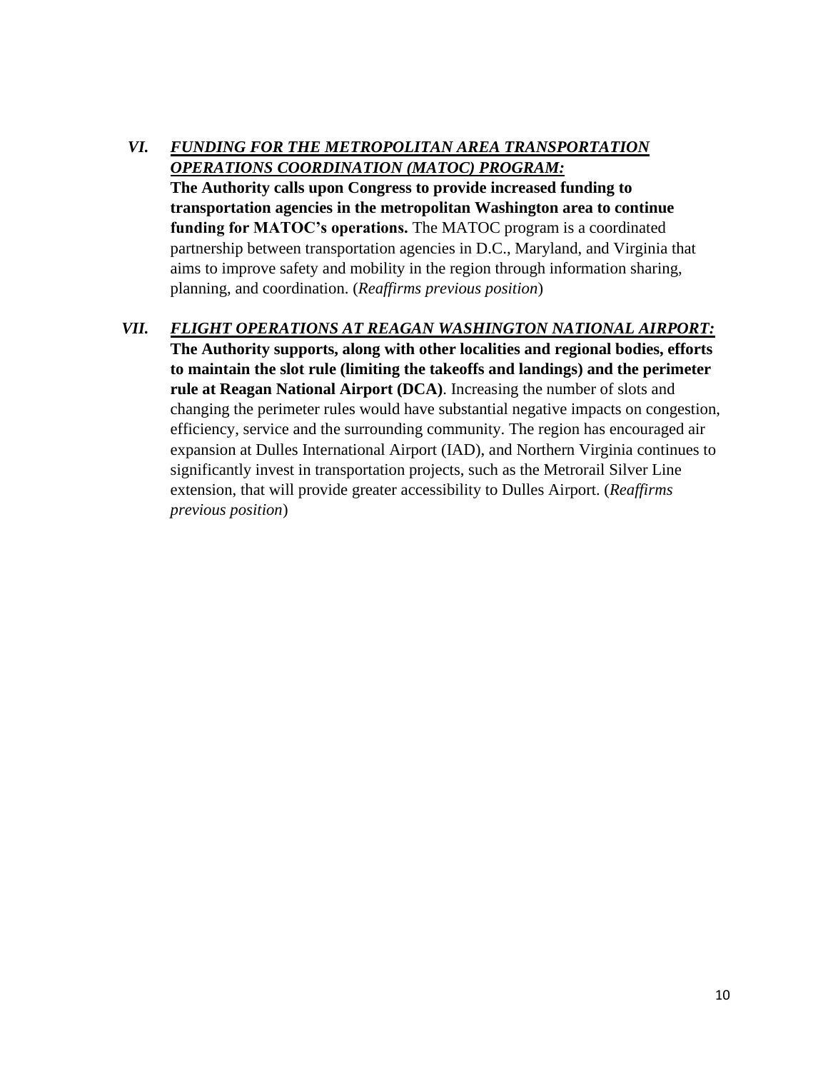*VI.* ***FUNDING FOR THE METROPOLITAN AREA TRANSPORTATION OPERATIONS COORDINATION (MATOC) PROGRAM:***

**The Authority calls upon Congress to provide increased funding to transportation agencies in the metropolitan Washington area to continue funding for MATOC's operations.** The MATOC program is a coordinated partnership between transportation agencies in D.C., Maryland, and Virginia that aims to improve safety and mobility in the region through information sharing, planning, and coordination. (*Reaffirms previous position*)

*VII.* ***FLIGHT OPERATIONS AT REAGAN WASHINGTON NATIONAL AIRPORT:***

**The Authority supports, along with other localities and regional bodies, efforts to maintain the slot rule (limiting the takeoffs and landings) and the perimeter rule at Reagan National Airport (DCA)**. Increasing the number of slots and changing the perimeter rules would have substantial negative impacts on congestion, efficiency, service and the surrounding community. The region has encouraged air expansion at Dulles International Airport (IAD), and Northern Virginia continues to significantly invest in transportation projects, such as the Metrorail Silver Line extension, that will provide greater accessibility to Dulles Airport. (*Reaffirms previous position*)